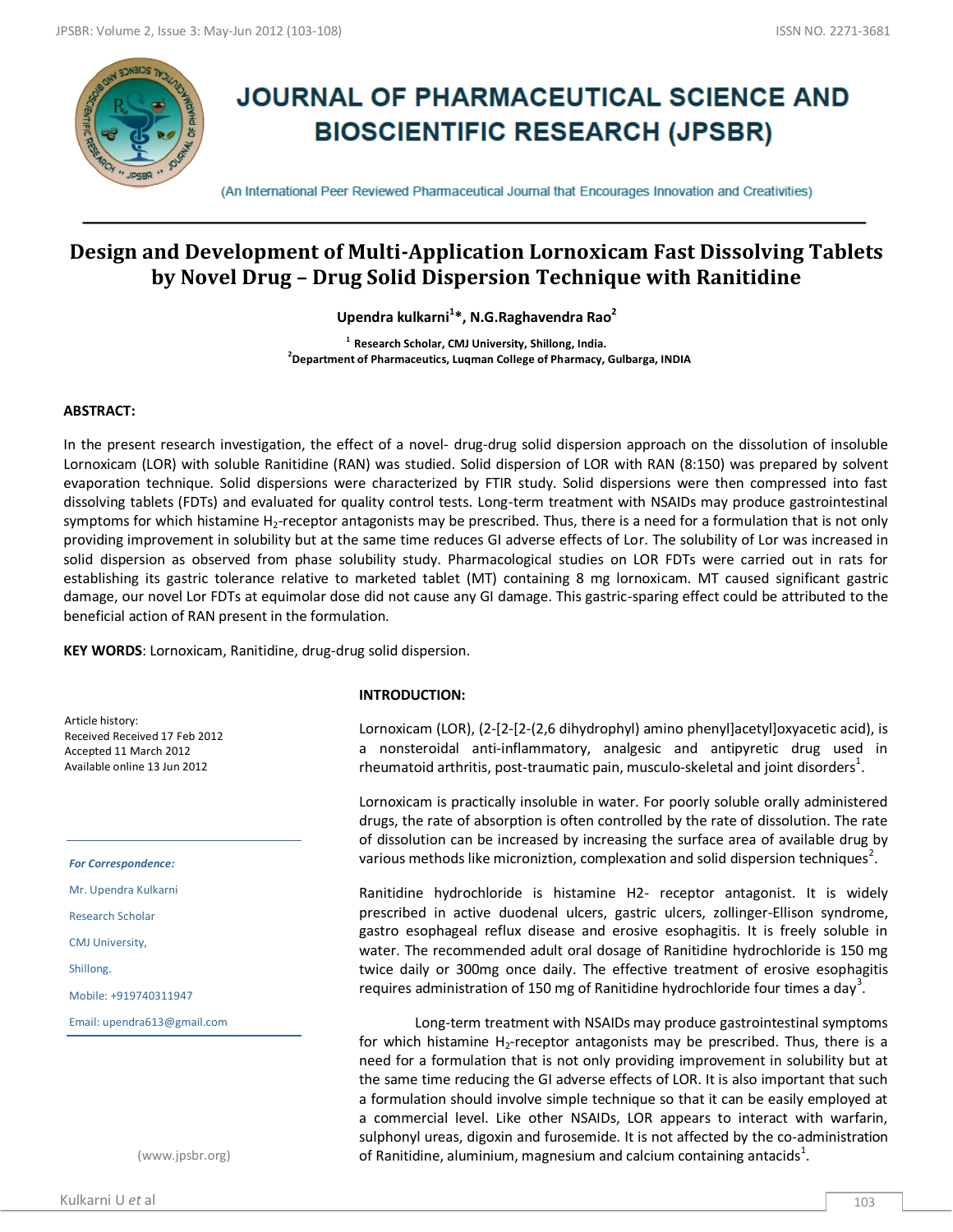# Design and Development of Multi-Application Lornoxicam Fast Dissolving Tablets by Novel Drug – Drug Solid Dispersion Technique with Ranitidine

**Upendra kulkarni[1]*, N.G.Raghavendra Rao[2]**

[1] Research Scholar, CMJ University, Shillong, India.
[2] Department of Pharmaceutics, Luqman College of Pharmacy, Gulbarga, INDIA

## ABSTRACT:

In the present research investigation, the effect of a novel- drug-drug solid dispersion approach on the dissolution of insoluble Lornoxicam (LOR) with soluble Ranitidine (RAN) was studied. Solid dispersion of LOR with RAN (8:150) was prepared by solvent evaporation technique. Solid dispersions were characterized by FTIR study. Solid dispersions were then compressed into fast dissolving tablets (FDTs) and evaluated for quality control tests. Long-term treatment with NSAIDs may produce gastrointestinal symptoms for which histamine $H_2$-receptor antagonists may be prescribed. Thus, there is a need for a formulation that is not only providing improvement in solubility but at the same time reduces GI adverse effects of Lor. The solubility of Lor was increased in solid dispersion as observed from phase solubility study. Pharmacological studies on LOR FDTs were carried out in rats for establishing its gastric tolerance relative to marketed tablet (MT) containing 8 mg lornoxicam. MT caused significant gastric damage, our novel Lor FDTs at equimolar dose did not cause any GI damage. This gastric-sparing effect could be attributed to the beneficial action of RAN present in the formulation.

**KEY WORDS**: Lornoxicam, Ranitidine, drug-drug solid dispersion.

Article history:
Received Received 17 Feb 2012
Accepted 11 March 2012
Available online 13 Jun 2012

*For Correspondence:*

Mr. Upendra Kulkarni

Research Scholar

CMJ University,

Shillong.

Mobile: +919740311947

Email: upendra613@gmail.com

(www.jpsbr.org)

## INTRODUCTION:

Lornoxicam (LOR), (2-[2-[2-(2,6 dihydrophyl) amino phenyl]acetyl]oxyacetic acid), is a nonsteroidal anti-inflammatory, analgesic and antipyretic drug used in rheumatoid arthritis, post-traumatic pain, musculo-skeletal and joint disorders[1].

Lornoxicam is practically insoluble in water. For poorly soluble orally administered drugs, the rate of absorption is often controlled by the rate of dissolution. The rate of dissolution can be increased by increasing the surface area of available drug by various methods like microniztion, complexation and solid dispersion techniques[2].

Ranitidine hydrochloride is histamine H2- receptor antagonist. It is widely prescribed in active duodenal ulcers, gastric ulcers, zollinger-Ellison syndrome, gastro esophageal reflux disease and erosive esophagitis. It is freely soluble in water. The recommended adult oral dosage of Ranitidine hydrochloride is 150 mg twice daily or 300mg once daily. The effective treatment of erosive esophagitis requires administration of 150 mg of Ranitidine hydrochloride four times a day[3].

Long-term treatment with NSAIDs may produce gastrointestinal symptoms for which histamine $H_2$-receptor antagonists may be prescribed. Thus, there is a need for a formulation that is not only providing improvement in solubility but at the same time reducing the GI adverse effects of LOR. It is also important that such a formulation should involve simple technique so that it can be easily employed at a commercial level. Like other NSAIDs, LOR appears to interact with warfarin, sulphonyl ureas, digoxin and furosemide. It is not affected by the co-administration of Ranitidine, aluminium, magnesium and calcium containing antacids[1].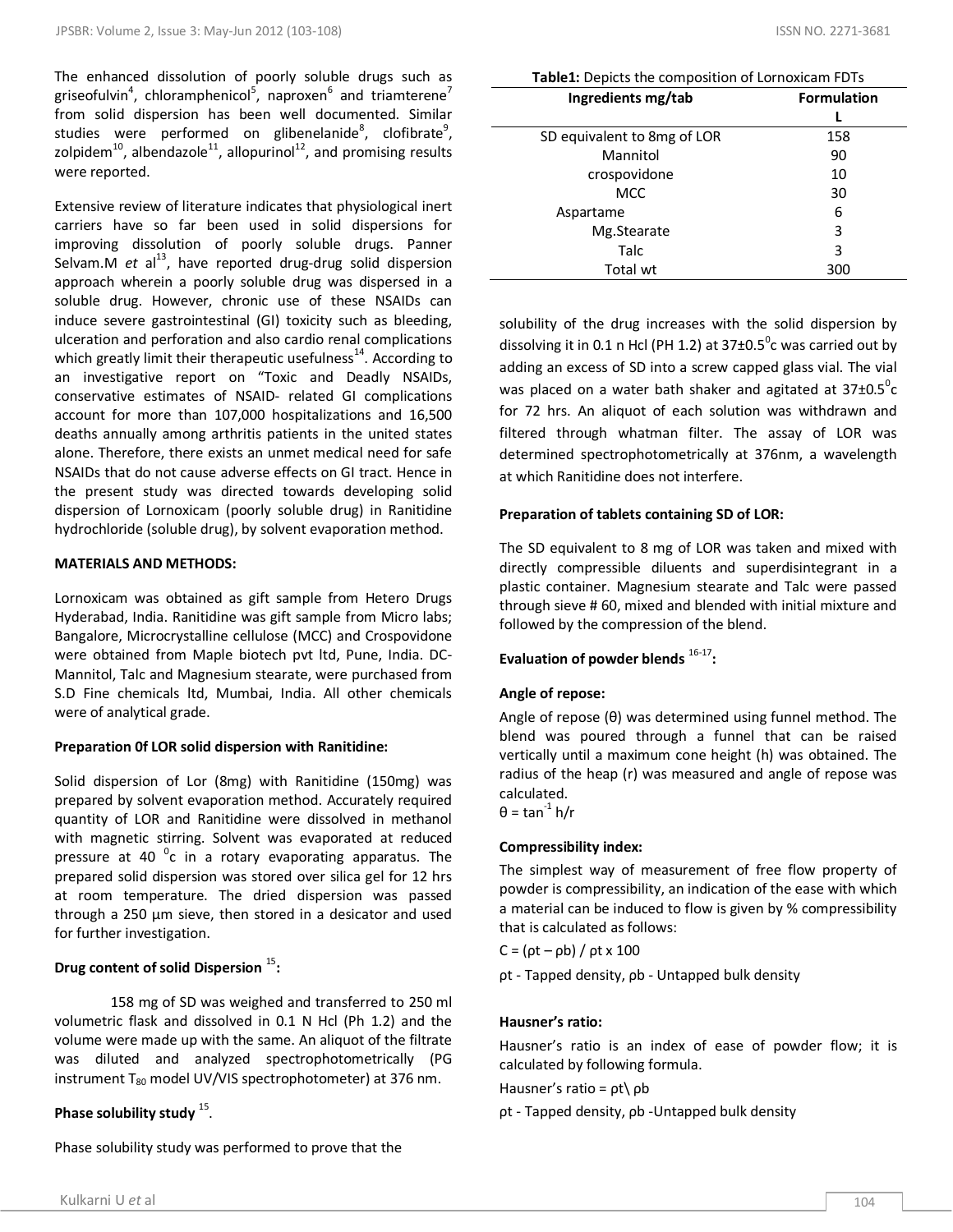The enhanced dissolution of poorly soluble drugs such as griseofulvin[4], chloramphenicol[5], naproxen[6] and triamterene[7] from solid dispersion has been well documented. Similar studies were performed on glibenelanide[8], clofibrate[9], zolpidem[10], albendazole[11], allopurinol[12], and promising results were reported.

Extensive review of literature indicates that physiological inert carriers have so far been used in solid dispersions for improving dissolution of poorly soluble drugs. Panner Selvam.M *et* al[13], have reported drug-drug solid dispersion approach wherein a poorly soluble drug was dispersed in a soluble drug. However, chronic use of these NSAIDs can induce severe gastrointestinal (GI) toxicity such as bleeding, ulceration and perforation and also cardio renal complications which greatly limit their therapeutic usefulness[14]. According to an investigative report on "Toxic and Deadly NSAIDs, conservative estimates of NSAID- related GI complications account for more than 107,000 hospitalizations and 16,500 deaths annually among arthritis patients in the united states alone. Therefore, there exists an unmet medical need for safe NSAIDs that do not cause adverse effects on GI tract. Hence in the present study was directed towards developing solid dispersion of Lornoxicam (poorly soluble drug) in Ranitidine hydrochloride (soluble drug), by solvent evaporation method.

**MATERIALS AND METHODS:**

Lornoxicam was obtained as gift sample from Hetero Drugs Hyderabad, India. Ranitidine was gift sample from Micro labs; Bangalore, Microcrystalline cellulose (MCC) and Crospovidone were obtained from Maple biotech pvt ltd, Pune, India. DC-Mannitol, Talc and Magnesium stearate, were purchased from S.D Fine chemicals ltd, Mumbai, India. All other chemicals were of analytical grade.

**Preparation 0f LOR solid dispersion with Ranitidine:**

Solid dispersion of Lor (8mg) with Ranitidine (150mg) was prepared by solvent evaporation method. Accurately required quantity of LOR and Ranitidine were dissolved in methanol with magnetic stirring. Solvent was evaporated at reduced pressure at 40 $^0$c in a rotary evaporating apparatus. The prepared solid dispersion was stored over silica gel for 12 hrs at room temperature. The dried dispersion was passed through a 250 µm sieve, then stored in a desicator and used for further investigation.

**Drug content of solid Dispersion [15]:**

158 mg of SD was weighed and transferred to 250 ml volumetric flask and dissolved in 0.1 N Hcl (Ph 1.2) and the volume were made up with the same. An aliquot of the filtrate was diluted and analyzed spectrophotometrically (PG instrument $T_{80}$ model UV/VIS spectrophotometer) at 376 nm.

**Phase solubility study [15].**

Phase solubility study was performed to prove that the solubility of the drug increases with the solid dispersion by dissolving it in 0.1 n Hcl (PH 1.2) at 37±0.5$^0$c was carried out by adding an excess of SD into a screw capped glass vial. The vial was placed on a water bath shaker and agitated at 37±0.5$^0$c for 72 hrs. An aliquot of each solution was withdrawn and filtered through whatman filter. The assay of LOR was determined spectrophotometrically at 376nm, a wavelength at which Ranitidine does not interfere.

**Table1:** Depicts the composition of Lornoxicam FDTs

| Ingredients mg/tab | Formulation L |
|---|---|
| SD equivalent to 8mg of LOR | 158 |
| Mannitol | 90 |
| crospovidone | 10 |
| MCC | 30 |
| Aspartame | 6 |
| Mg.Stearate | 3 |
| Talc | 3 |
| Total wt | 300 |

**Preparation of tablets containing SD of LOR:**

The SD equivalent to 8 mg of LOR was taken and mixed with directly compressible diluents and superdisintegrant in a plastic container. Magnesium stearate and Talc were passed through sieve # 60, mixed and blended with initial mixture and followed by the compression of the blend.

**Evaluation of powder blends [16-17]:**

**Angle of repose:**

Angle of repose (θ) was determined using funnel method. The blend was poured through a funnel that can be raised vertically until a maximum cone height (h) was obtained. The radius of the heap (r) was measured and angle of repose was calculated.

$\theta = \tan^{-1} h/r$

**Compressibility index:**

The simplest way of measurement of free flow property of powder is compressibility, an indication of the ease with which a material can be induced to flow is given by % compressibility that is calculated as follows:

$C = (\rho t - \rho b) / \rho t \times 100$

ρt - Tapped density, ρb - Untapped bulk density

**Hausner's ratio:**

Hausner's ratio is an index of ease of powder flow; it is calculated by following formula.

Hausner's ratio = ρt\ ρb

ρt - Tapped density, ρb -Untapped bulk density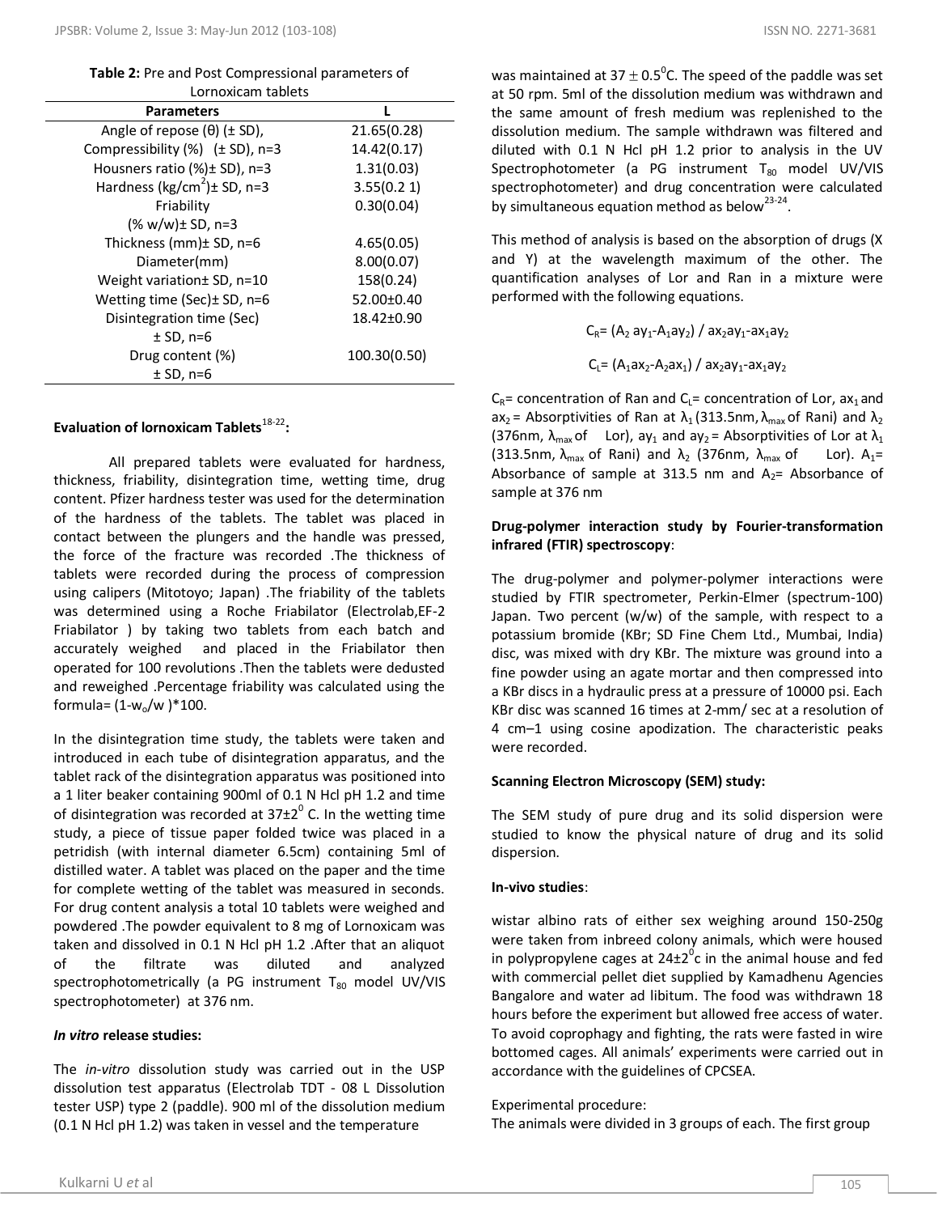**Table 2:** Pre and Post Compressional parameters of Lornoxicam tablets

| Parameters | L |
|---|---|
| Angle of repose (θ) (± SD), | 21.65(0.28) |
| Compressibility (%) (± SD), n=3 | 14.42(0.17) |
| Housners ratio (%)± SD), n=3 | 1.31(0.03) |
| Hardness (kg/cm$^2$)± SD, n=3 | 3.55(0.2 1) |
| Friability (% w/w)± SD, n=3 | 0.30(0.04) |
| Thickness (mm)± SD, n=6 | 4.65(0.05) |
| Diameter(mm) | 8.00(0.07) |
| Weight variation± SD, n=10 | 158(0.24) |
| Wetting time (Sec)± SD, n=6 | 52.00±0.40 |
| Disintegration time (Sec) ± SD, n=6 | 18.42±0.90 |
| Drug content (%) ± SD, n=6 | 100.30(0.50) |

**Evaluation of lornoxicam Tablets[18-22]:**

All prepared tablets were evaluated for hardness, thickness, friability, disintegration time, wetting time, drug content. Pfizer hardness tester was used for the determination of the hardness of the tablets. The tablet was placed in contact between the plungers and the handle was pressed, the force of the fracture was recorded .The thickness of tablets were recorded during the process of compression using calipers (Mitotoyo; Japan) .The friability of the tablets was determined using a Roche Friabilator (Electrolab,EF-2 Friabilator ) by taking two tablets from each batch and accurately weighed and placed in the Friabilator then operated for 100 revolutions .Then the tablets were dedusted and reweighed .Percentage friability was calculated using the formula= $(1-w_o/w)*100$.

In the disintegration time study, the tablets were taken and introduced in each tube of disintegration apparatus, and the tablet rack of the disintegration apparatus was positioned into a 1 liter beaker containing 900ml of 0.1 N Hcl pH 1.2 and time of disintegration was recorded at 37±2$^0$ C. In the wetting time study, a piece of tissue paper folded twice was placed in a petridish (with internal diameter 6.5cm) containing 5ml of distilled water. A tablet was placed on the paper and the time for complete wetting of the tablet was measured in seconds. For drug content analysis a total 10 tablets were weighed and powdered .The powder equivalent to 8 mg of Lornoxicam was taken and dissolved in 0.1 N Hcl pH 1.2 .After that an aliquot of the filtrate was diluted and analyzed spectrophotometrically (a PG instrument $T_{80}$ model UV/VIS spectrophotometer) at 376 nm.

***In vitro* release studies:**

The *in-vitro* dissolution study was carried out in the USP dissolution test apparatus (Electrolab TDT - 08 L Dissolution tester USP) type 2 (paddle). 900 ml of the dissolution medium (0.1 N Hcl pH 1.2) was taken in vessel and the temperature was maintained at 37 ± 0.5$^0$C. The speed of the paddle was set at 50 rpm. 5ml of the dissolution medium was withdrawn and the same amount of fresh medium was replenished to the dissolution medium. The sample withdrawn was filtered and diluted with 0.1 N Hcl pH 1.2 prior to analysis in the UV Spectrophotometer (a PG instrument $T_{80}$ model UV/VIS spectrophotometer) and drug concentration were calculated by simultaneous equation method as below[23-24].

This method of analysis is based on the absorption of drugs (X and Y) at the wavelength maximum of the other. The quantification analyses of Lor and Ran in a mixture were performed with the following equations.

$$C_R = (A_2\, ay_1 - A_1 ay_2) / ax_2 ay_1 - ax_1 ay_2$$

$$C_L = (A_1 ax_2 - A_2 ax_1) / ax_2 ay_1 - ax_1 ay_2$$

$C_R$= concentration of Ran and $C_L$= concentration of Lor, $ax_1$ and $ax_2$ = Absorptivities of Ran at $\lambda_1$ (313.5nm, $\lambda_{max}$ of Rani) and $\lambda_2$ (376nm, $\lambda_{max}$ of Lor), $ay_1$ and $ay_2$ = Absorptivities of Lor at $\lambda_1$ (313.5nm, $\lambda_{max}$ of Rani) and $\lambda_2$ (376nm, $\lambda_{max}$ of Lor). $A_1$= Absorbance of sample at 313.5 nm and $A_2$= Absorbance of sample at 376 nm

**Drug-polymer interaction study by Fourier-transformation infrared (FTIR) spectroscopy**:

The drug-polymer and polymer-polymer interactions were studied by FTIR spectrometer, Perkin-Elmer (spectrum-100) Japan. Two percent (w/w) of the sample, with respect to a potassium bromide (KBr; SD Fine Chem Ltd., Mumbai, India) disc, was mixed with dry KBr. The mixture was ground into a fine powder using an agate mortar and then compressed into a KBr discs in a hydraulic press at a pressure of 10000 psi. Each KBr disc was scanned 16 times at 2-mm/ sec at a resolution of 4 cm–1 using cosine apodization. The characteristic peaks were recorded.

**Scanning Electron Microscopy (SEM) study:**

The SEM study of pure drug and its solid dispersion were studied to know the physical nature of drug and its solid dispersion.

**In-vivo studies**:

wistar albino rats of either sex weighing around 150-250g were taken from inbreed colony animals, which were housed in polypropylene cages at 24±2$^0$c in the animal house and fed with commercial pellet diet supplied by Kamadhenu Agencies Bangalore and water ad libitum. The food was withdrawn 18 hours before the experiment but allowed free access of water. To avoid coprophagy and fighting, the rats were fasted in wire bottomed cages. All animals' experiments were carried out in accordance with the guidelines of CPCSEA.

Experimental procedure:

The animals were divided in 3 groups of each. The first group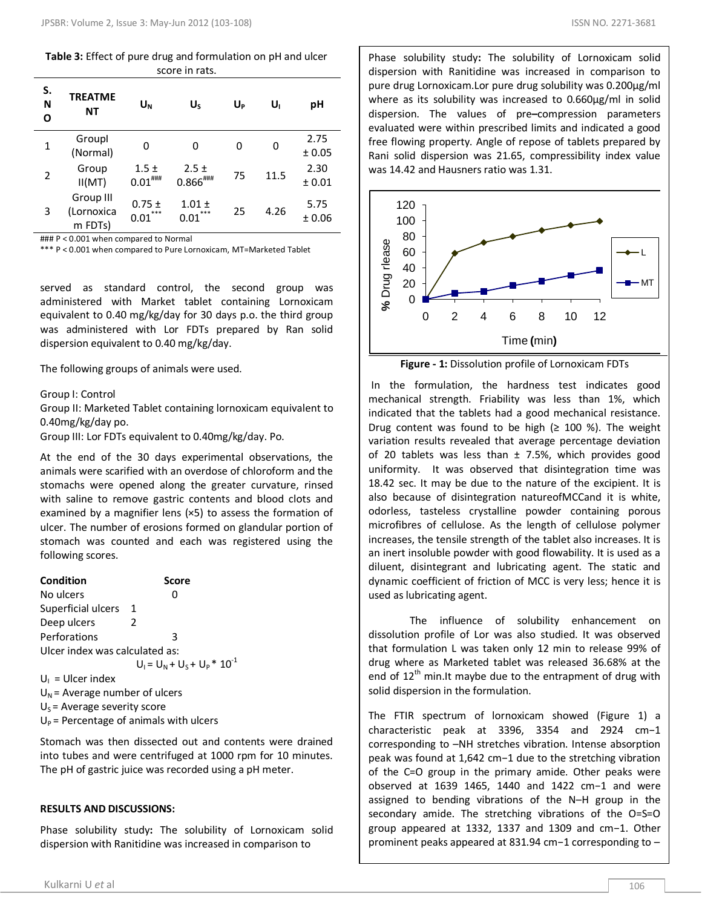**Table 3:** Effect of pure drug and formulation on pH and ulcer score in rats.

| S. NO | TREATMENT | $U_N$ | $U_S$ | $U_P$ | $U_I$ | pH |
|---|---|---|---|---|---|---|
| 1 | GroupI (Normal) | 0 | 0 | 0 | 0 | 2.75 ± 0.05 |
| 2 | Group II(MT) | 1.5 ± 0.01### | 2.5 ± 0.866### | 75 | 11.5 | 2.30 ± 0.01 |
| 3 | Group III (Lornoxicam FDTs) | 0.75 ± 0.01*** | 1.01 ± 0.01*** | 25 | 4.26 | 5.75 ± 0.06 |

### P < 0.001 when compared to Normal
*** P < 0.001 when compared to Pure Lornoxicam, MT=Marketed Tablet

served as standard control, the second group was administered with Market tablet containing Lornoxicam equivalent to 0.40 mg/kg/day for 30 days p.o. the third group was administered with Lor FDTs prepared by Ran solid dispersion equivalent to 0.40 mg/kg/day.

The following groups of animals were used.

Group I: Control
Group II: Marketed Tablet containing lornoxicam equivalent to 0.40mg/kg/day po.
Group III: Lor FDTs equivalent to 0.40mg/kg/day. Po.

At the end of the 30 days experimental observations, the animals were scarified with an overdose of chloroform and the stomachs were opened along the greater curvature, rinsed with saline to remove gastric contents and blood clots and examined by a magnifier lens (×5) to assess the formation of ulcer. The number of erosions formed on glandular portion of stomach was counted and each was registered using the following scores.

| **Condition** | **Score** |
|---|---|
| No ulcers | 0 |
| Superficial ulcers | 1 |
| Deep ulcers | 2 |
| Perforations | 3 |

Ulcer index was calculated as:

$$U_I = U_N + U_S + U_P * 10^{-1}$$

$U_I$ = Ulcer index
$U_N$ = Average number of ulcers
$U_S$ = Average severity score
$U_P$ = Percentage of animals with ulcers

Stomach was then dissected out and contents were drained into tubes and were centrifuged at 1000 rpm for 10 minutes. The pH of gastric juice was recorded using a pH meter.

## RESULTS AND DISCUSSIONS:

Phase solubility study**:** The solubility of Lornoxicam solid dispersion with Ranitidine was increased in comparison to

Phase solubility study**:** The solubility of Lornoxicam solid dispersion with Ranitidine was increased in comparison to pure drug Lornoxicam.Lor pure drug solubility was 0.200µg/ml where as its solubility was increased to 0.660µg/ml in solid dispersion. The values of pre–compression parameters evaluated were within prescribed limits and indicated a good free flowing property. Angle of repose of tablets prepared by Rani solid dispersion was 21.65, compressibility index value was 14.42 and Hausners ratio was 1.31.

| Time (min) | 0 | 2 | 4 | 6 | 8 | 10 | 12 |
|---|---|---|---|---|---|---|---|
| L (% Drug rlease) | 0 | ~59 | ~72 | ~80 | ~88 | ~94 | ~99 |
| MT (% Drug rlease) | 0 | ~8 | ~10 | ~17 | ~23 | ~30 | ~37 |

**Figure - 1:** Dissolution profile of Lornoxicam FDTs

In the formulation, the hardness test indicates good mechanical strength. Friability was less than 1%, which indicated that the tablets had a good mechanical resistance. Drug content was found to be high (≥ 100 %). The weight variation results revealed that average percentage deviation of 20 tablets was less than ± 7.5%, which provides good uniformity. It was observed that disintegration time was 18.42 sec. It may be due to the nature of the excipient. It is also because of disintegration natureofMCCand it is white, odorless, tasteless crystalline powder containing porous microfibres of cellulose. As the length of cellulose polymer increases, the tensile strength of the tablet also increases. It is an inert insoluble powder with good flowability. It is used as a diluent, disintegrant and lubricating agent. The static and dynamic coefficient of friction of MCC is very less; hence it is used as lubricating agent.

The influence of solubility enhancement on dissolution profile of Lor was also studied. It was observed that formulation L was taken only 12 min to release 99% of drug where as Marketed tablet was released 36.68% at the end of 12th min.It maybe due to the entrapment of drug with solid dispersion in the formulation.

The FTIR spectrum of lornoxicam showed (Figure 1) a characteristic peak at 3396, 3354 and 2924 cm−1 corresponding to –NH stretches vibration. Intense absorption peak was found at 1,642 cm−1 due to the stretching vibration of the C=O group in the primary amide. Other peaks were observed at 1639 1465, 1440 and 1422 cm−1 and were assigned to bending vibrations of the N–H group in the secondary amide. The stretching vibrations of the O=S=O group appeared at 1332, 1337 and 1309 and cm−1. Other prominent peaks appeared at 831.94 cm−1 corresponding to –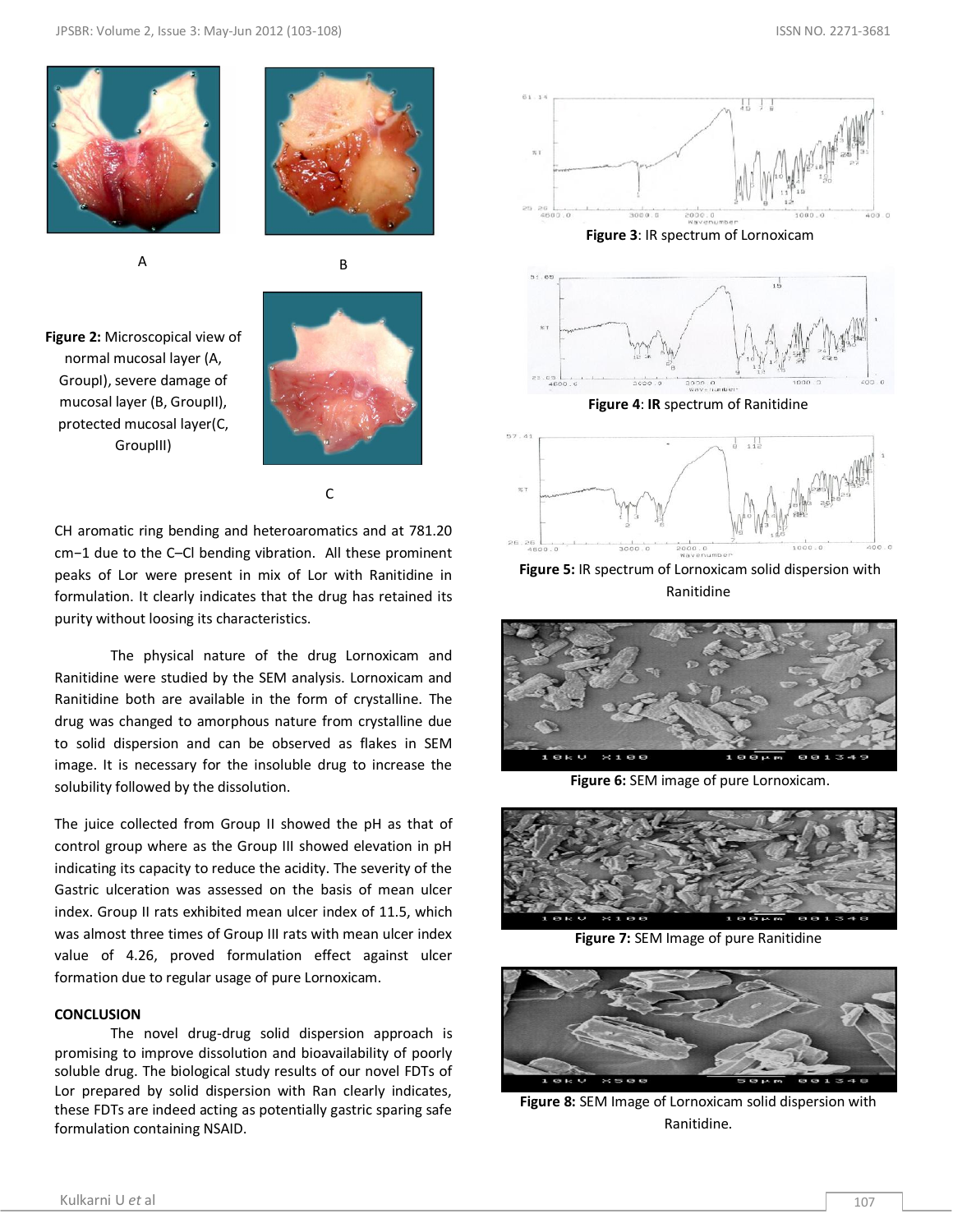A

B

**Figure 2:** Microscopical view of normal mucosal layer (A, GroupI), severe damage of mucosal layer (B, GroupII), protected mucosal layer(C, GroupIII)

C

CH aromatic ring bending and heteroaromatics and at 781.20 cm−1 due to the C–Cl bending vibration. All these prominent peaks of Lor were present in mix of Lor with Ranitidine in formulation. It clearly indicates that the drug has retained its purity without loosing its characteristics.

The physical nature of the drug Lornoxicam and Ranitidine were studied by the SEM analysis. Lornoxicam and Ranitidine both are available in the form of crystalline. The drug was changed to amorphous nature from crystalline due to solid dispersion and can be observed as flakes in SEM image. It is necessary for the insoluble drug to increase the solubility followed by the dissolution.

The juice collected from Group II showed the pH as that of control group where as the Group III showed elevation in pH indicating its capacity to reduce the acidity. The severity of the Gastric ulceration was assessed on the basis of mean ulcer index. Group II rats exhibited mean ulcer index of 11.5, which was almost three times of Group III rats with mean ulcer index value of 4.26, proved formulation effect against ulcer formation due to regular usage of pure Lornoxicam.

## CONCLUSION

The novel drug-drug solid dispersion approach is promising to improve dissolution and bioavailability of poorly soluble drug. The biological study results of our novel FDTs of Lor prepared by solid dispersion with Ran clearly indicates, these FDTs are indeed acting as potentially gastric sparing safe formulation containing NSAID.

**Figure 3**: IR spectrum of Lornoxicam

**Figure 4**: **IR** spectrum of Ranitidine

**Figure 5:** IR spectrum of Lornoxicam solid dispersion with Ranitidine

**Figure 6:** SEM image of pure Lornoxicam.

**Figure 7:** SEM Image of pure Ranitidine

**Figure 8:** SEM Image of Lornoxicam solid dispersion with Ranitidine.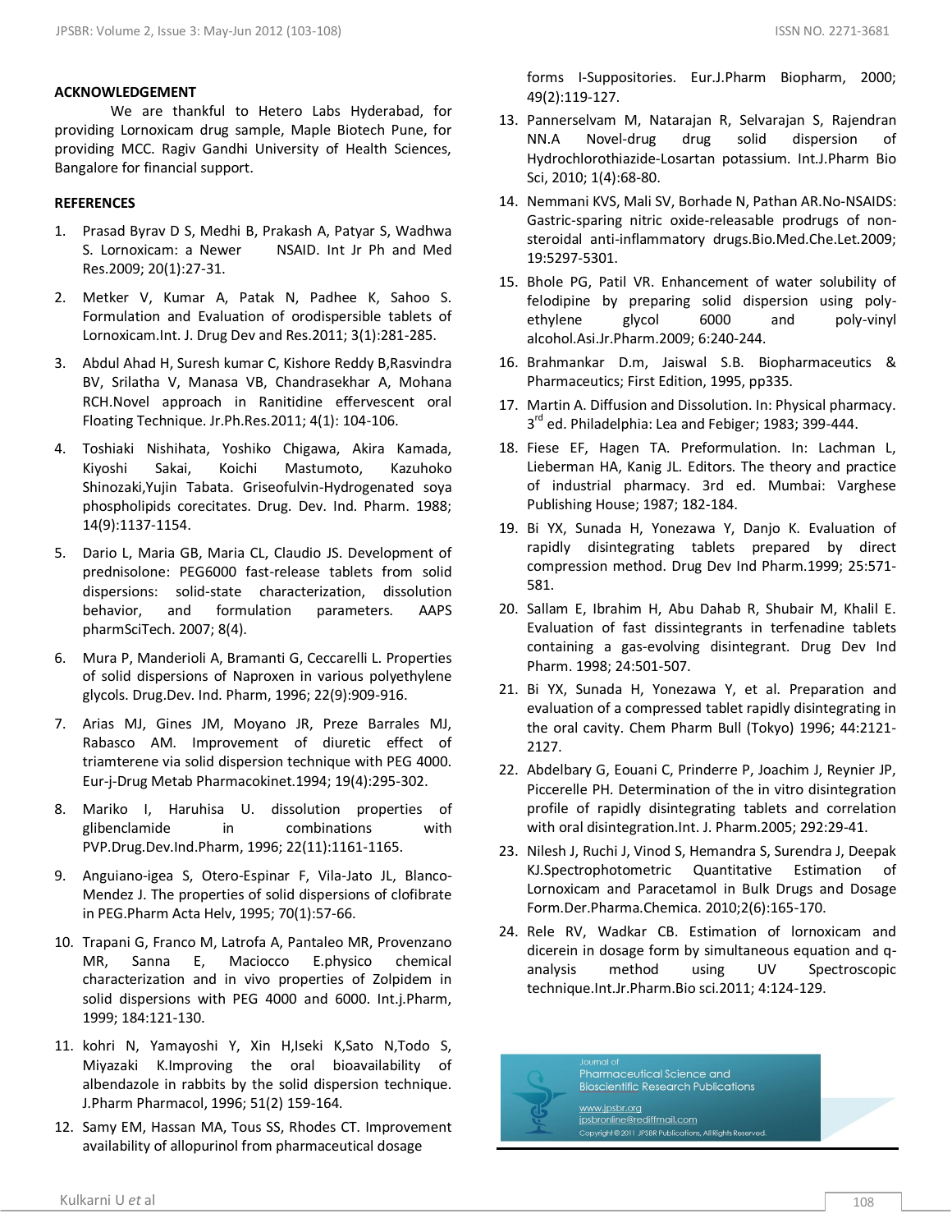**ACKNOWLEDGEMENT**

We are thankful to Hetero Labs Hyderabad, for providing Lornoxicam drug sample, Maple Biotech Pune, for providing MCC. Ragiv Gandhi University of Health Sciences, Bangalore for financial support.

**REFERENCES**

1. Prasad Byrav D S, Medhi B, Prakash A, Patyar S, Wadhwa S. Lornoxicam: a Newer NSAID. Int Jr Ph and Med Res.2009; 20(1):27-31.
2. Metker V, Kumar A, Patak N, Padhee K, Sahoo S. Formulation and Evaluation of orodispersible tablets of Lornoxicam.Int. J. Drug Dev and Res.2011; 3(1):281-285.
3. Abdul Ahad H, Suresh kumar C, Kishore Reddy B,Rasvindra BV, Srilatha V, Manasa VB, Chandrasekhar A, Mohana RCH.Novel approach in Ranitidine effervescent oral Floating Technique. Jr.Ph.Res.2011; 4(1): 104-106.
4. Toshiaki Nishihata, Yoshiko Chigawa, Akira Kamada, Kiyoshi Sakai, Koichi Mastumoto, Kazuhoko Shinozaki,Yujin Tabata. Griseofulvin-Hydrogenated soya phospholipids corecitates. Drug. Dev. Ind. Pharm. 1988; 14(9):1137-1154.
5. Dario L, Maria GB, Maria CL, Claudio JS. Development of prednisolone: PEG6000 fast-release tablets from solid dispersions: solid-state characterization, dissolution behavior, and formulation parameters. AAPS pharmSciTech. 2007; 8(4).
6. Mura P, Manderioli A, Bramanti G, Ceccarelli L. Properties of solid dispersions of Naproxen in various polyethylene glycols. Drug.Dev. Ind. Pharm, 1996; 22(9):909-916.
7. Arias MJ, Gines JM, Moyano JR, Preze Barrales MJ, Rabasco AM. Improvement of diuretic effect of triamterene via solid dispersion technique with PEG 4000. Eur-j-Drug Metab Pharmacokinet.1994; 19(4):295-302.
8. Mariko I, Haruhisa U. dissolution properties of glibenclamide in combinations with PVP.Drug.Dev.Ind.Pharm, 1996; 22(11):1161-1165.
9. Anguiano-igea S, Otero-Espinar F, Vila-Jato JL, Blanco-Mendez J. The properties of solid dispersions of clofibrate in PEG.Pharm Acta Helv, 1995; 70(1):57-66.
10. Trapani G, Franco M, Latrofa A, Pantaleo MR, Provenzano MR, Sanna E, Maciocco E.physico chemical characterization and in vivo properties of Zolpidem in solid dispersions with PEG 4000 and 6000. Int.j.Pharm, 1999; 184:121-130.
11. kohri N, Yamayoshi Y, Xin H,Iseki K,Sato N,Todo S, Miyazaki K.Improving the oral bioavailability of albendazole in rabbits by the solid dispersion technique. J.Pharm Pharmacol, 1996; 51(2) 159-164.
12. Samy EM, Hassan MA, Tous SS, Rhodes CT. Improvement availability of allopurinol from pharmaceutical dosage forms I-Suppositories. Eur.J.Pharm Biopharm, 2000; 49(2):119-127.
13. Pannerselvam M, Natarajan R, Selvarajan S, Rajendran NN.A Novel-drug drug solid dispersion of Hydrochlorothiazide-Losartan potassium. Int.J.Pharm Bio Sci, 2010; 1(4):68-80.
14. Nemmani KVS, Mali SV, Borhade N, Pathan AR.No-NSAIDS: Gastric-sparing nitric oxide-releasable prodrugs of non-steroidal anti-inflammatory drugs.Bio.Med.Che.Let.2009; 19:5297-5301.
15. Bhole PG, Patil VR. Enhancement of water solubility of felodipine by preparing solid dispersion using poly-ethylene glycol 6000 and poly-vinyl alcohol.Asi.Jr.Pharm.2009; 6:240-244.
16. Brahmankar D.m, Jaiswal S.B. Biopharmaceutics & Pharmaceutics; First Edition, 1995, pp335.
17. Martin A. Diffusion and Dissolution. In: Physical pharmacy. 3rd ed. Philadelphia: Lea and Febiger; 1983; 399-444.
18. Fiese EF, Hagen TA. Preformulation. In: Lachman L, Lieberman HA, Kanig JL. Editors. The theory and practice of industrial pharmacy. 3rd ed. Mumbai: Varghese Publishing House; 1987; 182-184.
19. Bi YX, Sunada H, Yonezawa Y, Danjo K. Evaluation of rapidly disintegrating tablets prepared by direct compression method. Drug Dev Ind Pharm.1999; 25:571-581.
20. Sallam E, Ibrahim H, Abu Dahab R, Shubair M, Khalil E. Evaluation of fast dissintegrants in terfenadine tablets containing a gas-evolving disintegrant. Drug Dev Ind Pharm. 1998; 24:501-507.
21. Bi YX, Sunada H, Yonezawa Y, et al. Preparation and evaluation of a compressed tablet rapidly disintegrating in the oral cavity. Chem Pharm Bull (Tokyo) 1996; 44:2121-2127.
22. Abdelbary G, Eouani C, Prinderre P, Joachim J, Reynier JP, Piccerelle PH. Determination of the in vitro disintegration profile of rapidly disintegrating tablets and correlation with oral disintegration.Int. J. Pharm.2005; 292:29-41.
23. Nilesh J, Ruchi J, Vinod S, Hemandra S, Surendra J, Deepak KJ.Spectrophotometric Quantitative Estimation of Lornoxicam and Paracetamol in Bulk Drugs and Dosage Form.Der.Pharma.Chemica. 2010;2(6):165-170.
24. Rele RV, Wadkar CB. Estimation of lornoxicam and dicerein in dosage form by simultaneous equation and q-analysis method using UV Spectroscopic technique.Int.Jr.Pharm.Bio sci.2011; 4:124-129.

Journal of Pharmaceutical Science and Bioscientific Research Publications
www.jpsbr.org
jpsbronline@rediffmail.com
Copyright © 2011 JPSBR Publications, All Rights Reserved.